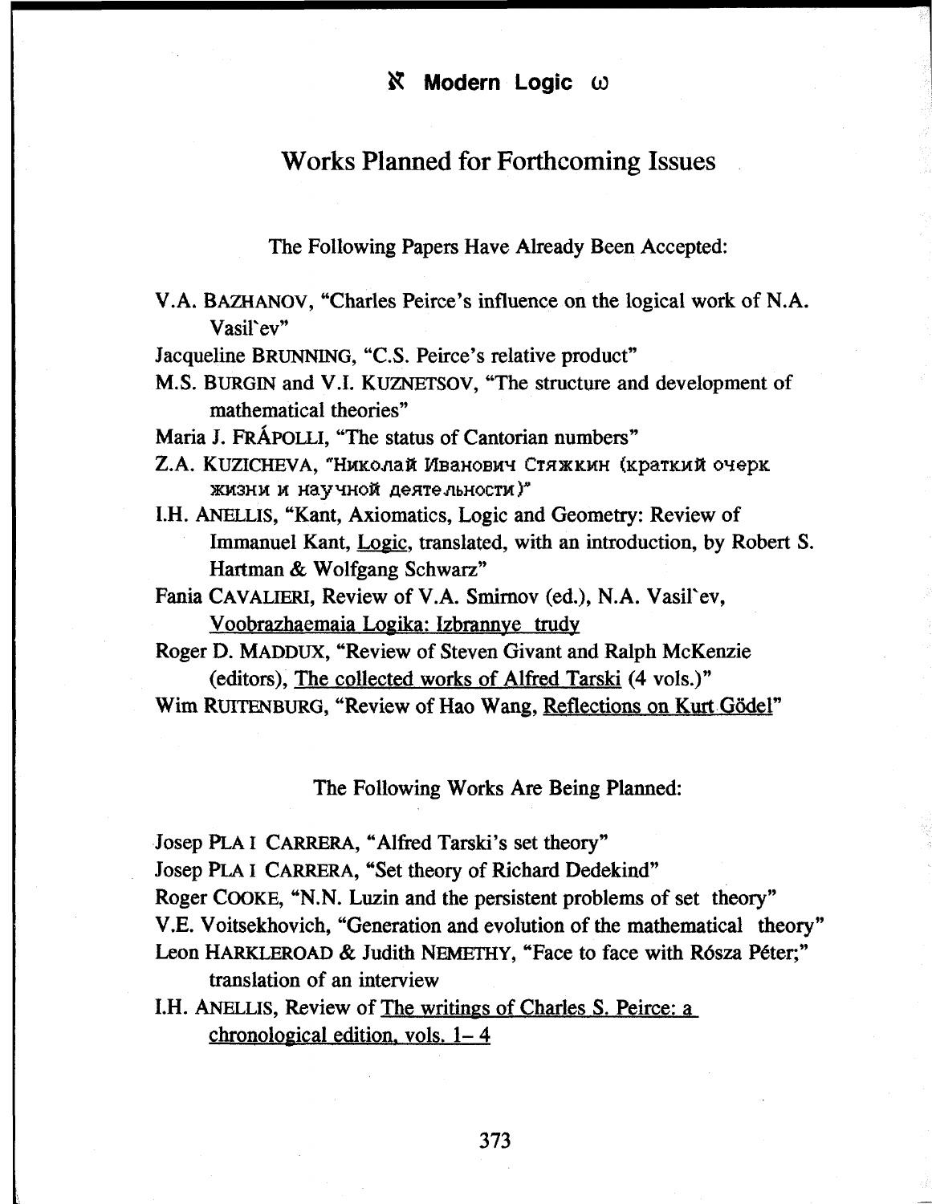# Works Planned for Forthcoming Issues

The Following Papers Have Already Been Accepted:

V.A. BAZHANOV, "Charles Peirce's influence on the logical work of N.A. Vasil'ev"

Jacqueline BRUNNING, "C.S. Peirce's relative product"

M.S. BURGIN and V.I. KUZNETSOV, "The structure and development of mathematical theories"

Maria J. FRÁPOLLI, "The status of Cantorian numbers"

Z.A. KUZICHEVA, "Николай Иванович Стяжкин (краткий очерк жизни и научной деятельности)"

I.H. ANELLIS, "Kant, Axiomatics, Logic and Geometry: Review of Immanuel Kant, Logic, translated, with an introduction, by Robert S. Hartman & Wolfgang Schwarz"

Fania CAVALIERI, Review of V.A. Smirnov (ed.), N.A. Vasil'ev, Voobrazhaemaia Logika: Izbrannye trudy

Roger D. MADDUX, "Review of Steven Givant and Ralph McKenzie (editors), The collected works of Alfred Tarski (4 vols.)"

Wim RUITENBURG, "Review of Hao Wang, Reflections on Kurt Gödel"

The Following Works Are Being Planned:

Josep PLA I CARRERA, "Alfred Tarski's set theory"

Josep PLA I CARRERA, "Set theory of Richard Dedekind"

Roger COOKE, "N.N. Luzin and the persistent problems of set theory"

V.E. Voitsekhovich, "Generation and evolution of the mathematical theory"

Leon HARKLEROAD & Judith NEMETHY, "Face to face with Rósza Péter;" translation of an interview

I.H. ANELLIS, Review of The writings of Charles S. Peirce: a chronological edition, vols. 1–4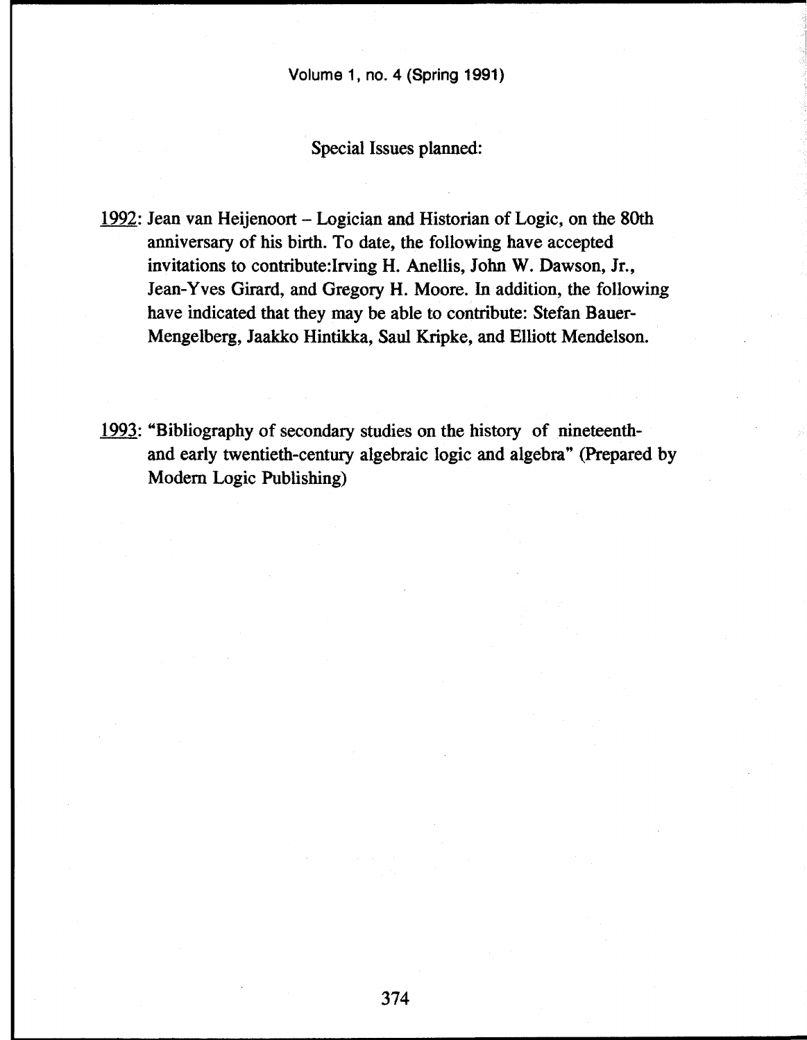Special Issues planned:

1992: Jean van Heijenoort – Logician and Historian of Logic, on the 80th anniversary of his birth. To date, the following have accepted invitations to contribute:Irving H. Anellis, John W. Dawson, Jr., Jean-Yves Girard, and Gregory H. Moore. In addition, the following have indicated that they may be able to contribute: Stefan Bauer-Mengelberg, Jaakko Hintikka, Saul Kripke, and Elliott Mendelson.

1993: "Bibliography of secondary studies on the history of nineteenth- and early twentieth-century algebraic logic and algebra" (Prepared by Modern Logic Publishing)